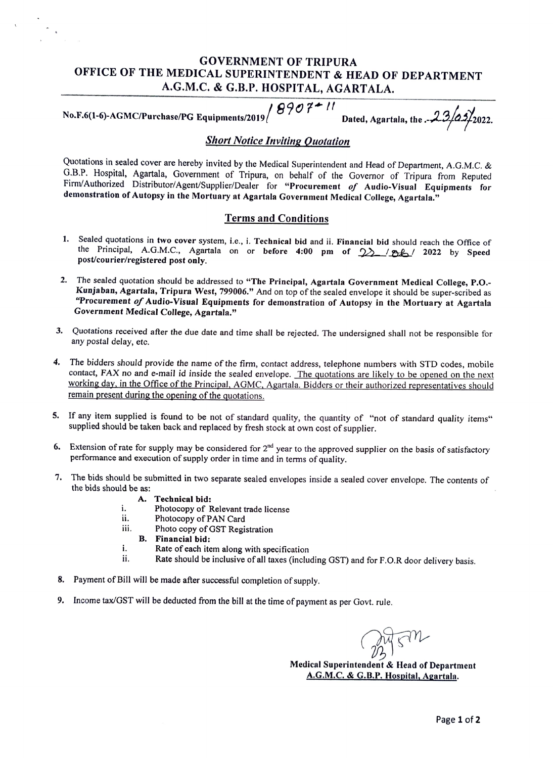# GOVERNMENT OF TRIPURA
## OFFICE OF THE MEDICAL SUPERINTENDENT & HEAD OF DEPARTMENT
## A.G.M.C. & G.B.P. HOSPITAL, AGARTALA.

No.F.6(1-6)-AGMC/Purchase/PG Equipments/2019/ 8907-11 Dated, Agartala, the ..23/05/2022.

### *Short Notice Inviting Quotation*

Quotations in sealed cover are hereby invited by the Medical Superintendent and Head of Department, A.G.M.C. & G.B.P. Hospital, Agartala, Government of Tripura, on behalf of the Governor of Tripura from Reputed Firm/Authorized Distributor/Agent/Supplier/Dealer for **"Procurement *of* Audio-Visual Equipments for demonstration of Autopsy in the Mortuary at Agartala Government Medical College, Agartala."**

### Terms and Conditions

1. Sealed quotations in **two cover** system, i.e., i. **Technical bid** and ii. **Financial bid** should reach the Office of the Principal, A.G.M.C., Agartala on or **before 4:00 pm of 22 / 06 / 2022 by Speed post/courier/registered post only.**
2. The sealed quotation should be addressed to **"The Principal, Agartala Government Medical College, P.O.- Kunjaban, Agartala, Tripura West, 799006."** And on top of the sealed envelope it should be super-scribed as **"Procurement *of* Audio-Visual Equipments for demonstration of Autopsy in the Mortuary at Agartala Government Medical College, Agartala."**
3. Quotations received after the due date and time shall be rejected. The undersigned shall not be responsible for any postal delay, etc.
4. The bidders should provide the name of the firm, contact address, telephone numbers with STD codes, mobile contact, FAX no and e-mail id inside the sealed envelope. <u>The quotations are likely to be opened on the next working day, in the Office of the Principal, AGMC, Agartala. Bidders or their authorized representatives should remain present during the opening of the quotations.</u>
5. If any item supplied is found to be not of standard quality, the quantity of "not of standard quality items" supplied should be taken back and replaced by fresh stock at own cost of supplier.
6. Extension of rate for supply may be considered for 2nd year to the approved supplier on the basis of satisfactory performance and execution of supply order in time and in terms of quality.
7. The bids should be submitted in two separate sealed envelopes inside a sealed cover envelope. The contents of the bids should be as:
   - **A. Technical bid:**
     - i. Photocopy of Relevant trade license
     - ii. Photocopy of PAN Card
     - iii. Photo copy of GST Registration
   - **B. Financial bid:**
     - i. Rate of each item along with specification
     - ii. Rate should be inclusive of all taxes (including GST) and for F.O.R door delivery basis.
8. Payment of Bill will be made after successful completion of supply.
9. Income tax/GST will be deducted from the bill at the time of payment as per Govt. rule.

**Medical Superintendent & Head of Department**
**<u>A.G.M.C. & G.B.P. Hospital, Agartala.</u>**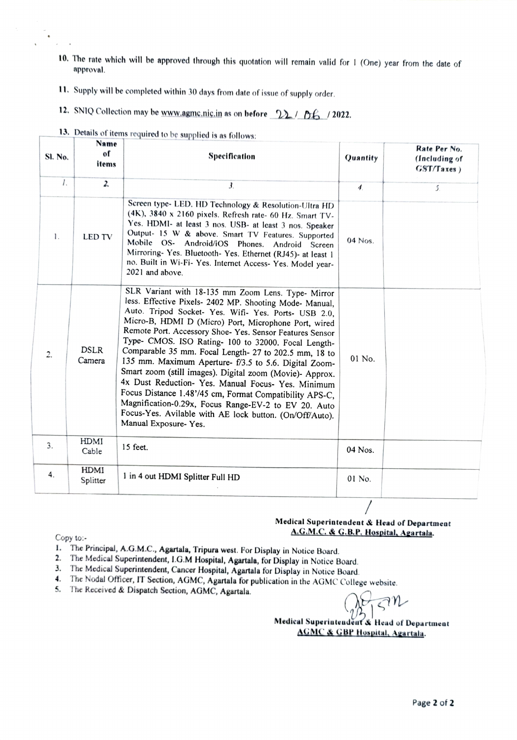10. The rate which will be approved through this quotation will remain valid for 1 (One) year from the date of approval.

11. Supply will be completed within 30 days from date of issue of supply order.

12. SNIQ Collection may be www.agmc.nic.in as on **before 22 / 06 / 2022.**

13. Details of items required to be supplied is as follows:

| Sl. No. | Name of items | Specification | Quantity | Rate Per No. (Including of GST/Taxes) |
|---|---|---|---|---|
| *1.* | *2.* | *3.* | *4.* | *5* |
| 1. | LED TV | Screen type- LED. HD Technology & Resolution-Ultra HD (4K), 3840 x 2160 pixels. Refresh rate- 60 Hz. Smart TV- Yes. HDMI- at least 3 nos. USB- at least 3 nos. Speaker Output- 15 W & above. Smart TV Features. Supported Mobile OS- Android/iOS Phones. Android Screen Mirroring- Yes. Bluetooth- Yes. Ethernet (RJ45)- at least 1 no. Built in Wi-Fi- Yes. Internet Access- Yes. Model year- 2021 and above. | 04 Nos. | |
| 2. | DSLR Camera | SLR Variant with 18-135 mm Zoom Lens. Type- Mirror less. Effective Pixels- 2402 MP. Shooting Mode- Manual, Auto. Tripod Socket- Yes. Wifi- Yes. Ports- USB 2.0, Micro-B, HDMI D (Micro) Port, Microphone Port, wired Remote Port. Accessory Shoe- Yes. Sensor Features Sensor Type- CMOS. ISO Rating- 100 to 32000. Focal Length- Comparable 35 mm. Focal Length- 27 to 202.5 mm, 18 to 135 mm. Maximum Aperture- f/3.5 to 5.6. Digital Zoom- Smart zoom (still images). Digital zoom (Movie)- Approx. 4x Dust Reduction- Yes. Manual Focus- Yes. Minimum Focus Distance 1.48'/45 cm, Format Compatibility APS-C, Magnification-0.29x, Focus Range-EV-2 to EV 20. Auto Focus-Yes. Avilable with AE lock button. (On/Off/Auto). Manual Exposure- Yes. | 01 No. | |
| 3. | HDMI Cable | 15 feet. | 04 Nos. | |
| 4. | HDMI Splitter | 1 in 4 out HDMI Splitter Full HD | 01 No. | |

**Medical Superintendent & Head of Department**
**A.G.M.C. & G.B.P. Hospital, Agartala.**

Copy to:-

1. The Principal, A.G.M.C., Agartala, Tripura west. For Display in Notice Board.
2. The Medical Superintendent, I.G.M Hospital, Agartala, for Display in Notice Board.
3. The Medical Superintendent, Cancer Hospital, Agartala for Display in Notice Board.
4. The Nodal Officer, IT Section, AGMC, Agartala for publication in the AGMC College website.
5. The Received & Dispatch Section, AGMC, Agartala.

**Medical Superintendent & Head of Department**
**AGMC & GBP Hospital, Agartala.**